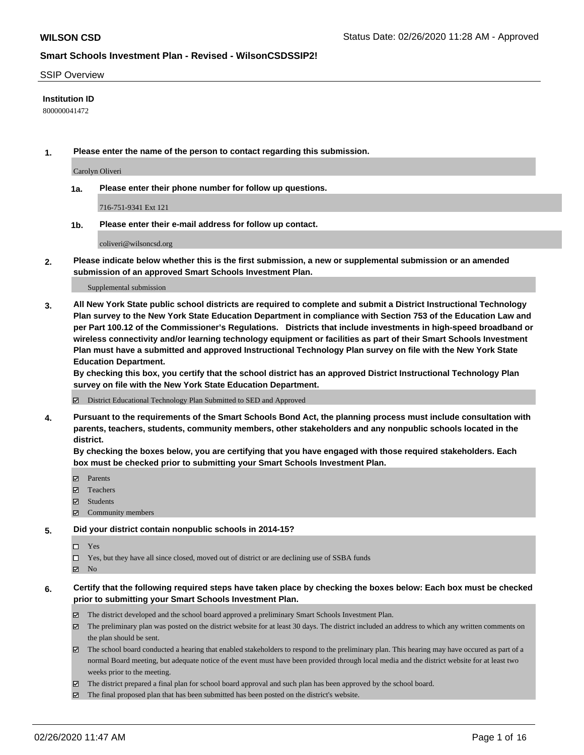**WILSON CSD**

Status Date: 02/26/2020 11:28 AM - Approved

**Smart Schools Investment Plan - Revised - WilsonCSDSSIP2!**

SSIP Overview

**Institution ID**

800000041472

**1. Please enter the name of the person to contact regarding this submission.**

Carolyn Oliveri

**1a. Please enter their phone number for follow up questions.**

716-751-9341 Ext 121

**1b. Please enter their e-mail address for follow up contact.**

coliveri@wilsoncsd.org

**2. Please indicate below whether this is the first submission, a new or supplemental submission or an amended submission of an approved Smart Schools Investment Plan.**

Supplemental submission

**3. All New York State public school districts are required to complete and submit a District Instructional Technology Plan survey to the New York State Education Department in compliance with Section 753 of the Education Law and per Part 100.12 of the Commissioner's Regulations. Districts that include investments in high-speed broadband or wireless connectivity and/or learning technology equipment or facilities as part of their Smart Schools Investment Plan must have a submitted and approved Instructional Technology Plan survey on file with the New York State Education Department.**
**By checking this box, you certify that the school district has an approved District Instructional Technology Plan survey on file with the New York State Education Department.**

☑ District Educational Technology Plan Submitted to SED and Approved

**4. Pursuant to the requirements of the Smart Schools Bond Act, the planning process must include consultation with parents, teachers, students, community members, other stakeholders and any nonpublic schools located in the district.**
**By checking the boxes below, you are certifying that you have engaged with those required stakeholders. Each box must be checked prior to submitting your Smart Schools Investment Plan.**

- ☑ Parents
- ☑ Teachers
- ☑ Students
- ☑ Community members

**5. Did your district contain nonpublic schools in 2014-15?**

- ☐ Yes
- ☐ Yes, but they have all since closed, moved out of district or are declining use of SSBA funds
- ☑ No

**6. Certify that the following required steps have taken place by checking the boxes below: Each box must be checked prior to submitting your Smart Schools Investment Plan.**

- ☑ The district developed and the school board approved a preliminary Smart Schools Investment Plan.
- ☑ The preliminary plan was posted on the district website for at least 30 days. The district included an address to which any written comments on the plan should be sent.
- ☑ The school board conducted a hearing that enabled stakeholders to respond to the preliminary plan. This hearing may have occured as part of a normal Board meeting, but adequate notice of the event must have been provided through local media and the district website for at least two weeks prior to the meeting.
- ☑ The district prepared a final plan for school board approval and such plan has been approved by the school board.
- ☑ The final proposed plan that has been submitted has been posted on the district's website.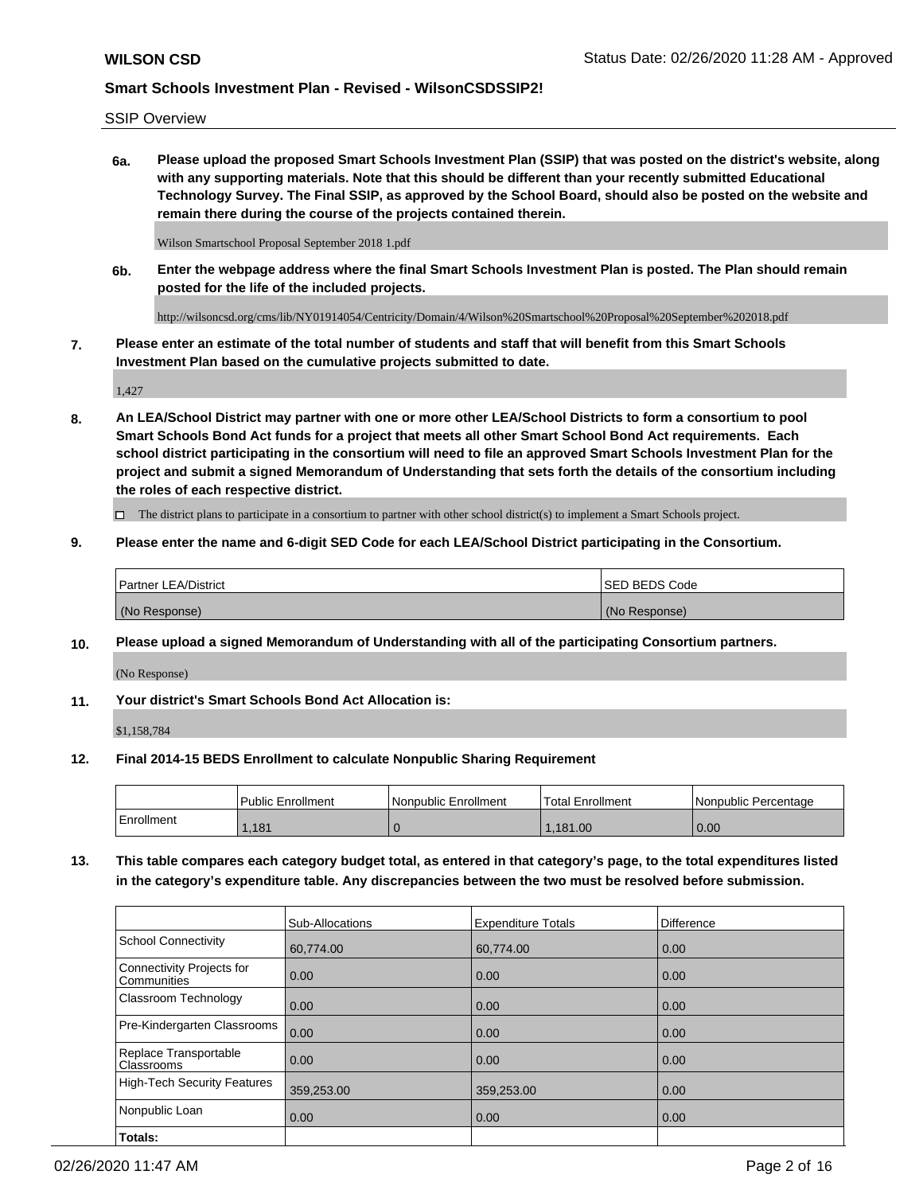**6a. Please upload the proposed Smart Schools Investment Plan (SSIP) that was posted on the district's website, along with any supporting materials. Note that this should be different than your recently submitted Educational Technology Survey. The Final SSIP, as approved by the School Board, should also be posted on the website and remain there during the course of the projects contained therein.**

Wilson Smartschool Proposal September 2018 1.pdf

**6b. Enter the webpage address where the final Smart Schools Investment Plan is posted. The Plan should remain posted for the life of the included projects.**

http://wilsoncsd.org/cms/lib/NY01914054/Centricity/Domain/4/Wilson%20Smartschool%20Proposal%20September%202018.pdf

**7. Please enter an estimate of the total number of students and staff that will benefit from this Smart Schools Investment Plan based on the cumulative projects submitted to date.**

1,427

**8. An LEA/School District may partner with one or more other LEA/School Districts to form a consortium to pool Smart Schools Bond Act funds for a project that meets all other Smart School Bond Act requirements. Each school district participating in the consortium will need to file an approved Smart Schools Investment Plan for the project and submit a signed Memorandum of Understanding that sets forth the details of the consortium including the roles of each respective district.**

☐ The district plans to participate in a consortium to partner with other school district(s) to implement a Smart Schools project.

**9. Please enter the name and 6-digit SED Code for each LEA/School District participating in the Consortium.**

| Partner LEA/District | SED BEDS Code |
|---|---|
| (No Response) | (No Response) |

**10. Please upload a signed Memorandum of Understanding with all of the participating Consortium partners.**

(No Response)

**11. Your district's Smart Schools Bond Act Allocation is:**

$1,158,784

**12. Final 2014-15 BEDS Enrollment to calculate Nonpublic Sharing Requirement**

| | Public Enrollment | Nonpublic Enrollment | Total Enrollment | Nonpublic Percentage |
|---|---|---|---|---|
| Enrollment | 1,181 | 0 | 1,181.00 | 0.00 |

**13. This table compares each category budget total, as entered in that category's page, to the total expenditures listed in the category's expenditure table. Any discrepancies between the two must be resolved before submission.**

| | Sub-Allocations | Expenditure Totals | Difference |
|---|---|---|---|
| School Connectivity | 60,774.00 | 60,774.00 | 0.00 |
| Connectivity Projects for Communities | 0.00 | 0.00 | 0.00 |
| Classroom Technology | 0.00 | 0.00 | 0.00 |
| Pre-Kindergarten Classrooms | 0.00 | 0.00 | 0.00 |
| Replace Transportable Classrooms | 0.00 | 0.00 | 0.00 |
| High-Tech Security Features | 359,253.00 | 359,253.00 | 0.00 |
| Nonpublic Loan | 0.00 | 0.00 | 0.00 |
| **Totals:** | | | |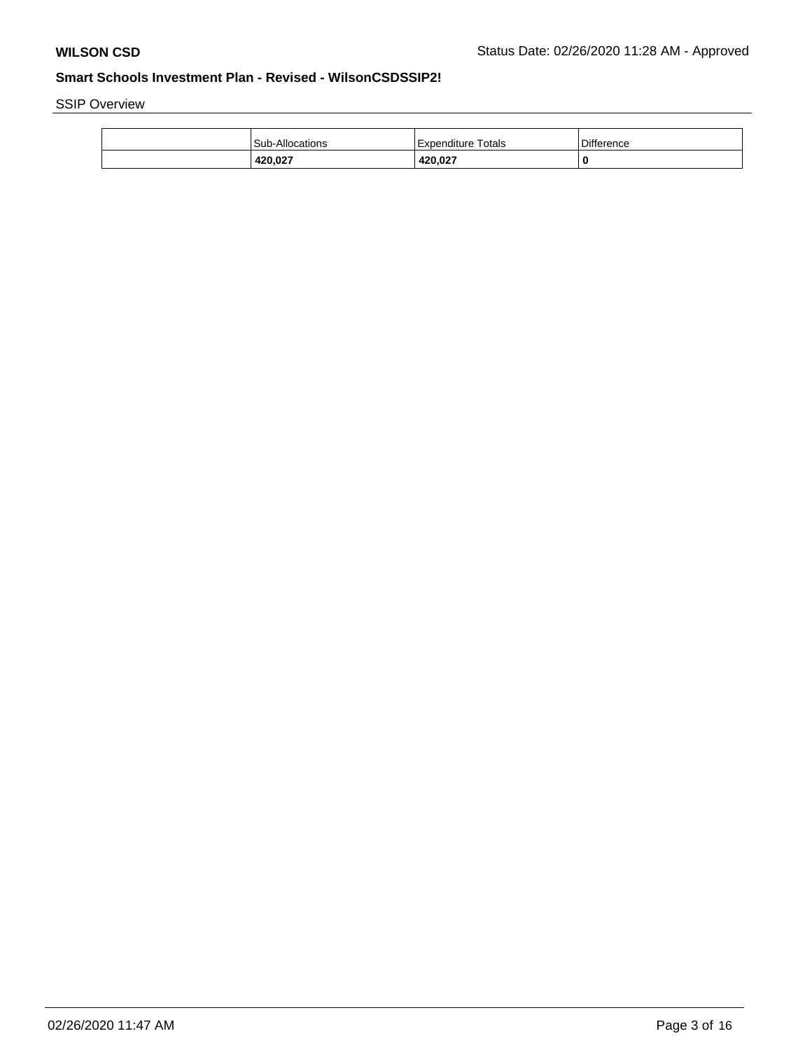SSIP Overview

| | Sub-Allocations | Expenditure Totals | Difference |
|---|---|---|---|
| | **420,027** | **420,027** | **0** |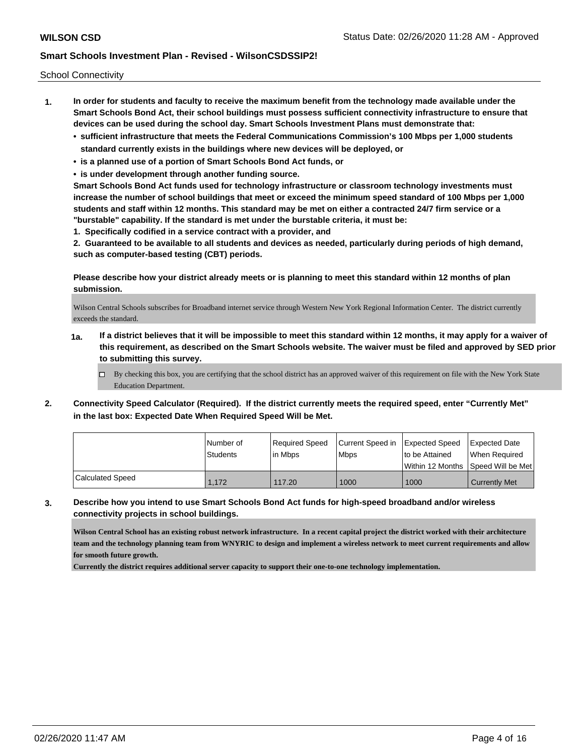School Connectivity

1. **In order for students and faculty to receive the maximum benefit from the technology made available under the Smart Schools Bond Act, their school buildings must possess sufficient connectivity infrastructure to ensure that devices can be used during the school day. Smart Schools Investment Plans must demonstrate that:**
   - **sufficient infrastructure that meets the Federal Communications Commission's 100 Mbps per 1,000 students standard currently exists in the buildings where new devices will be deployed, or**
   - **is a planned use of a portion of Smart Schools Bond Act funds, or**
   - **is under development through another funding source.**

   **Smart Schools Bond Act funds used for technology infrastructure or classroom technology investments must increase the number of school buildings that meet or exceed the minimum speed standard of 100 Mbps per 1,000 students and staff within 12 months. This standard may be met on either a contracted 24/7 firm service or a "burstable" capability. If the standard is met under the burstable criteria, it must be:**

   **1. Specifically codified in a service contract with a provider, and**

   **2. Guaranteed to be available to all students and devices as needed, particularly during periods of high demand, such as computer-based testing (CBT) periods.**

   **Please describe how your district already meets or is planning to meet this standard within 12 months of plan submission.**

   Wilson Central Schools subscribes for Broadband internet service through Western New York Regional Information Center. The district currently exceeds the standard.

   **1a. If a district believes that it will be impossible to meet this standard within 12 months, it may apply for a waiver of this requirement, as described on the Smart Schools website. The waiver must be filed and approved by SED prior to submitting this survey.**

   - ☐ By checking this box, you are certifying that the school district has an approved waiver of this requirement on file with the New York State Education Department.

2. **Connectivity Speed Calculator (Required). If the district currently meets the required speed, enter "Currently Met" in the last box: Expected Date When Required Speed Will be Met.**

| | Number of Students | Required Speed in Mbps | Current Speed in Mbps | Expected Speed to be Attained Within 12 Months | Expected Date When Required Speed Will be Met |
|---|---|---|---|---|---|
| Calculated Speed | 1,172 | 117.20 | 1000 | 1000 | Currently Met |

3. **Describe how you intend to use Smart Schools Bond Act funds for high-speed broadband and/or wireless connectivity projects in school buildings.**

   **Wilson Central School has an existing robust network infrastructure. In a recent capital project the district worked with their architecture team and the technology planning team from WNYRIC to design and implement a wireless network to meet current requirements and allow for smooth future growth.**

   **Currently the district requires additional server capacity to support their one-to-one technology implementation.**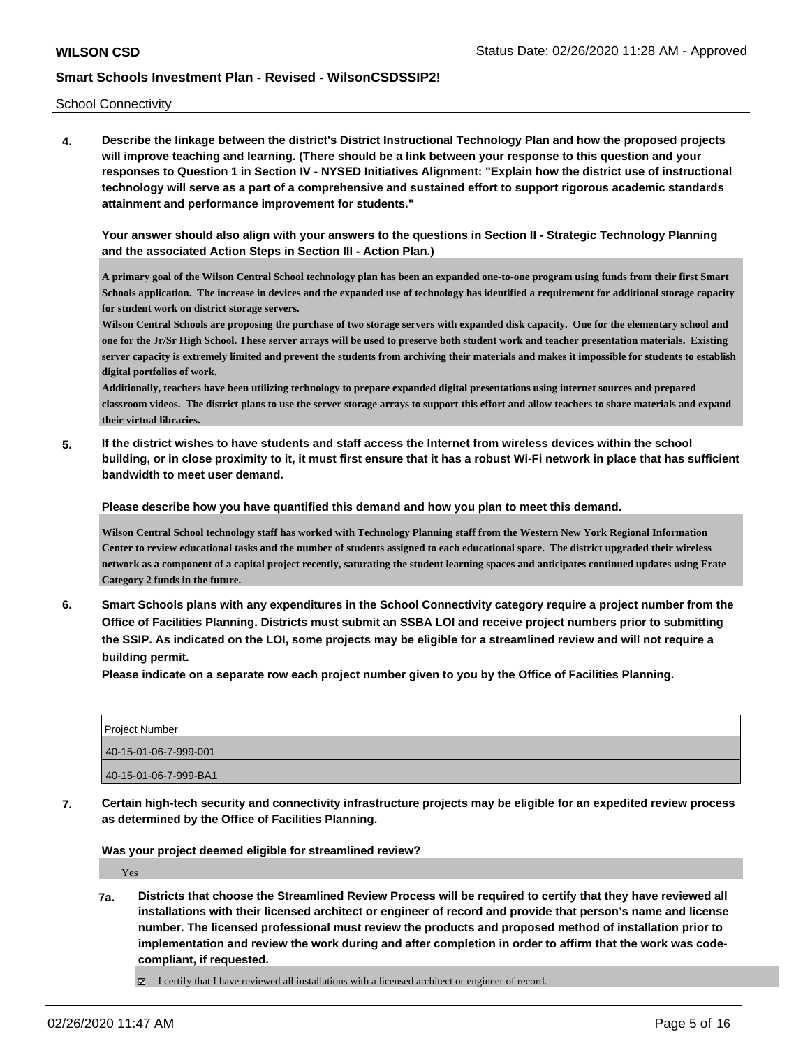School Connectivity

**4. Describe the linkage between the district's District Instructional Technology Plan and how the proposed projects will improve teaching and learning. (There should be a link between your response to this question and your responses to Question 1 in Section IV - NYSED Initiatives Alignment: "Explain how the district use of instructional technology will serve as a part of a comprehensive and sustained effort to support rigorous academic standards attainment and performance improvement for students."**

**Your answer should also align with your answers to the questions in Section II - Strategic Technology Planning and the associated Action Steps in Section III - Action Plan.)**

A primary goal of the Wilson Central School technology plan has been an expanded one-to-one program using funds from their first Smart Schools application. The increase in devices and the expanded use of technology has identified a requirement for additional storage capacity for student work on district storage servers.

Wilson Central Schools are proposing the purchase of two storage servers with expanded disk capacity. One for the elementary school and one for the Jr/Sr High School. These server arrays will be used to preserve both student work and teacher presentation materials. Existing server capacity is extremely limited and prevent the students from archiving their materials and makes it impossible for students to establish digital portfolios of work.

Additionally, teachers have been utilizing technology to prepare expanded digital presentations using internet sources and prepared classroom videos. The district plans to use the server storage arrays to support this effort and allow teachers to share materials and expand their virtual libraries.

**5. If the district wishes to have students and staff access the Internet from wireless devices within the school building, or in close proximity to it, it must first ensure that it has a robust Wi-Fi network in place that has sufficient bandwidth to meet user demand.**

**Please describe how you have quantified this demand and how you plan to meet this demand.**

Wilson Central School technology staff has worked with Technology Planning staff from the Western New York Regional Information Center to review educational tasks and the number of students assigned to each educational space. The district upgraded their wireless network as a component of a capital project recently, saturating the student learning spaces and anticipates continued updates using Erate Category 2 funds in the future.

**6. Smart Schools plans with any expenditures in the School Connectivity category require a project number from the Office of Facilities Planning. Districts must submit an SSBA LOI and receive project numbers prior to submitting the SSIP. As indicated on the LOI, some projects may be eligible for a streamlined review and will not require a building permit.**

**Please indicate on a separate row each project number given to you by the Office of Facilities Planning.**

| Project Number |
| --- |
| 40-15-01-06-7-999-001 |
| 40-15-01-06-7-999-BA1 |

**7. Certain high-tech security and connectivity infrastructure projects may be eligible for an expedited review process as determined by the Office of Facilities Planning.**

**Was your project deemed eligible for streamlined review?**

Yes

**7a. Districts that choose the Streamlined Review Process will be required to certify that they have reviewed all installations with their licensed architect or engineer of record and provide that person's name and license number. The licensed professional must review the products and proposed method of installation prior to implementation and review the work during and after completion in order to affirm that the work was code-compliant, if requested.**

☑ I certify that I have reviewed all installations with a licensed architect or engineer of record.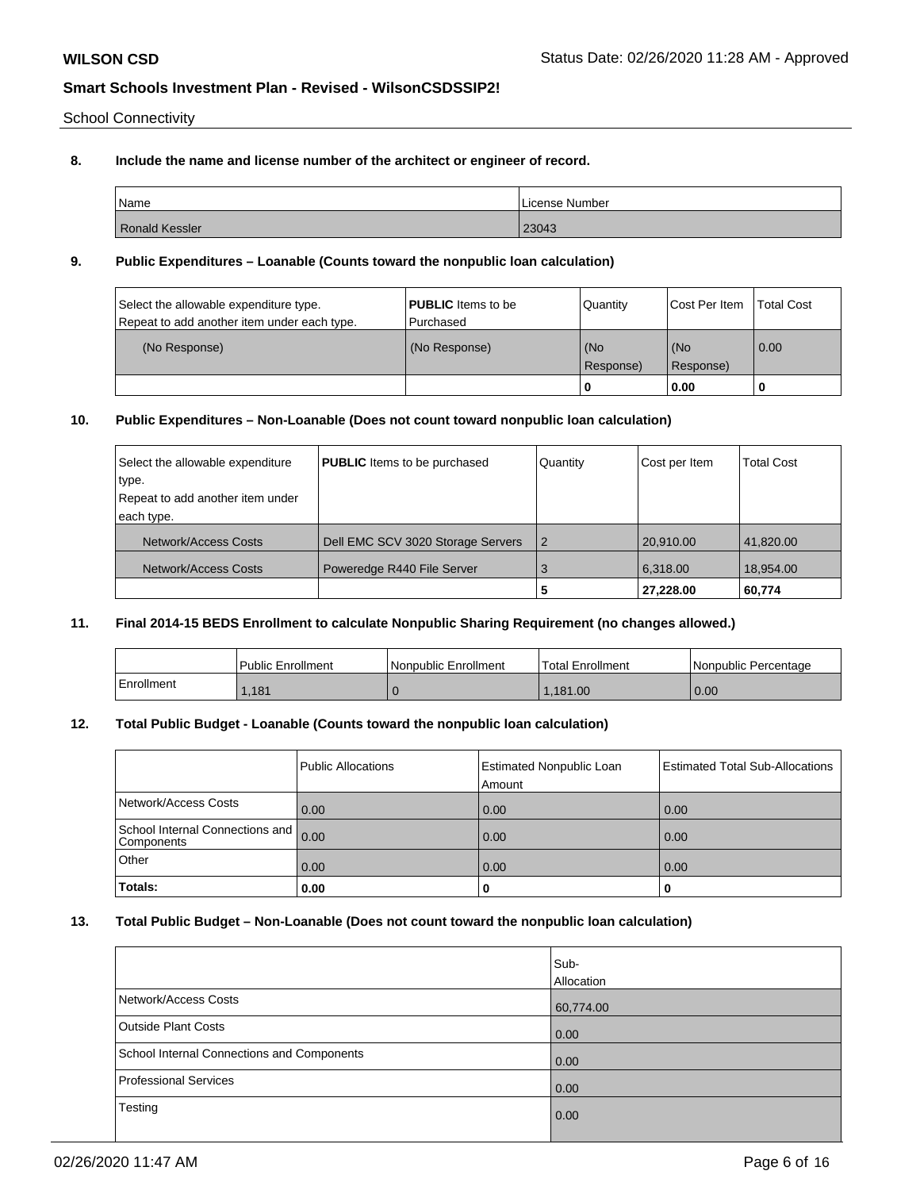School Connectivity

**8. Include the name and license number of the architect or engineer of record.**

| Name | License Number |
|---|---|
| Ronald Kessler | 23043 |

**9. Public Expenditures – Loanable (Counts toward the nonpublic loan calculation)**

| Select the allowable expenditure type. Repeat to add another item under each type. | **PUBLIC** Items to be Purchased | Quantity | Cost Per Item | Total Cost |
|---|---|---|---|---|
| (No Response) | (No Response) | (No Response) | (No Response) | 0.00 |
| | | 0 | 0.00 | 0 |

**10. Public Expenditures – Non-Loanable (Does not count toward nonpublic loan calculation)**

| Select the allowable expenditure type. Repeat to add another item under each type. | **PUBLIC** Items to be purchased | Quantity | Cost per Item | Total Cost |
|---|---|---|---|---|
| Network/Access Costs | Dell EMC SCV 3020 Storage Servers | 2 | 20,910.00 | 41,820.00 |
| Network/Access Costs | Poweredge R440 File Server | 3 | 6,318.00 | 18,954.00 |
| | | 5 | 27,228.00 | 60,774 |

**11. Final 2014-15 BEDS Enrollment to calculate Nonpublic Sharing Requirement (no changes allowed.)**

| | Public Enrollment | Nonpublic Enrollment | Total Enrollment | Nonpublic Percentage |
|---|---|---|---|---|
| Enrollment | 1,181 | 0 | 1,181.00 | 0.00 |

**12. Total Public Budget - Loanable (Counts toward the nonpublic loan calculation)**

| | Public Allocations | Estimated Nonpublic Loan Amount | Estimated Total Sub-Allocations |
|---|---|---|---|
| Network/Access Costs | 0.00 | 0.00 | 0.00 |
| School Internal Connections and Components | 0.00 | 0.00 | 0.00 |
| Other | 0.00 | 0.00 | 0.00 |
| **Totals:** | 0.00 | 0 | 0 |

**13. Total Public Budget – Non-Loanable (Does not count toward the nonpublic loan calculation)**

| | Sub-Allocation |
|---|---|
| Network/Access Costs | 60,774.00 |
| Outside Plant Costs | 0.00 |
| School Internal Connections and Components | 0.00 |
| Professional Services | 0.00 |
| Testing | 0.00 |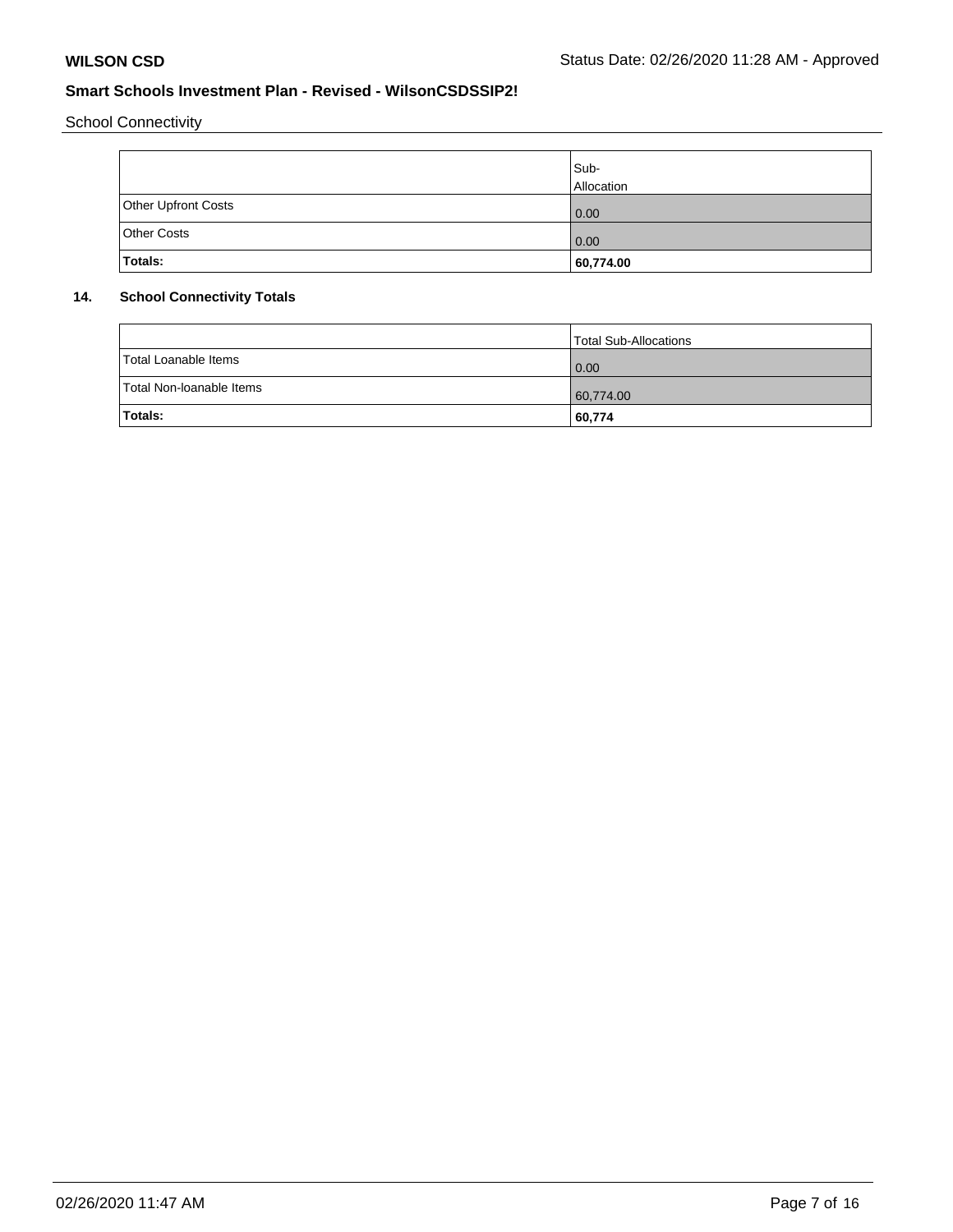School Connectivity

| | Sub-Allocation |
|---|---|
| Other Upfront Costs | 0.00 |
| Other Costs | 0.00 |
| **Totals:** | **60,774.00** |

**14. School Connectivity Totals**

| | Total Sub-Allocations |
|---|---|
| Total Loanable Items | 0.00 |
| Total Non-loanable Items | 60,774.00 |
| **Totals:** | **60,774** |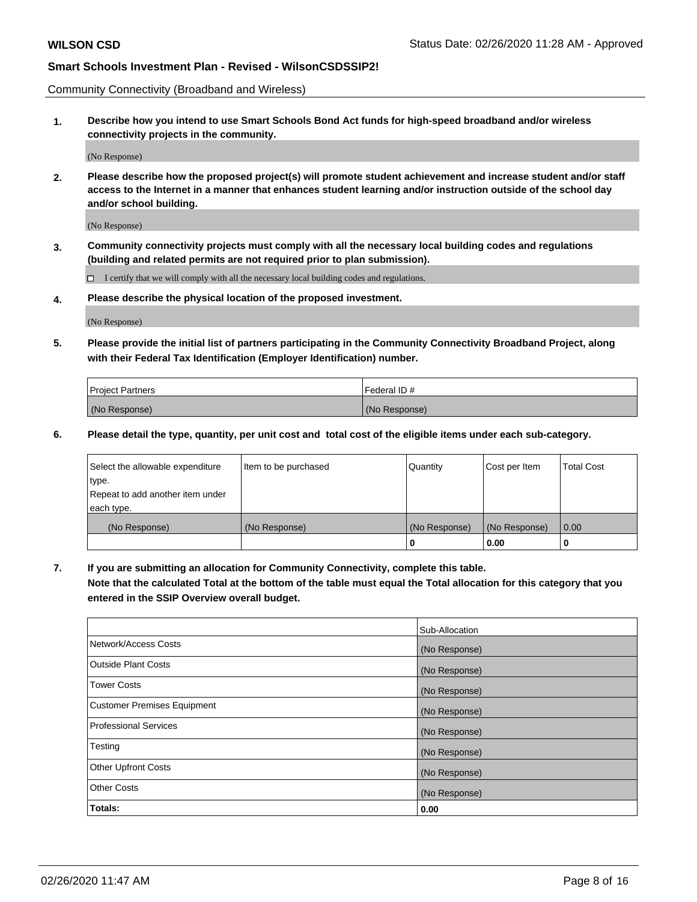Community Connectivity (Broadband and Wireless)

**1. Describe how you intend to use Smart Schools Bond Act funds for high-speed broadband and/or wireless connectivity projects in the community.**

(No Response)

**2. Please describe how the proposed project(s) will promote student achievement and increase student and/or staff access to the Internet in a manner that enhances student learning and/or instruction outside of the school day and/or school building.**

(No Response)

**3. Community connectivity projects must comply with all the necessary local building codes and regulations (building and related permits are not required prior to plan submission).**

☐ I certify that we will comply with all the necessary local building codes and regulations.

**4. Please describe the physical location of the proposed investment.**

(No Response)

**5. Please provide the initial list of partners participating in the Community Connectivity Broadband Project, along with their Federal Tax Identification (Employer Identification) number.**

| Project Partners | Federal ID # |
|---|---|
| (No Response) | (No Response) |

**6. Please detail the type, quantity, per unit cost and total cost of the eligible items under each sub-category.**

| Select the allowable expenditure type. Repeat to add another item under each type. | Item to be purchased | Quantity | Cost per Item | Total Cost |
|---|---|---|---|---|
| (No Response) | (No Response) | (No Response) | (No Response) | 0.00 |
| | | **0** | **0.00** | **0** |

**7. If you are submitting an allocation for Community Connectivity, complete this table. Note that the calculated Total at the bottom of the table must equal the Total allocation for this category that you entered in the SSIP Overview overall budget.**

| | Sub-Allocation |
|---|---|
| Network/Access Costs | (No Response) |
| Outside Plant Costs | (No Response) |
| Tower Costs | (No Response) |
| Customer Premises Equipment | (No Response) |
| Professional Services | (No Response) |
| Testing | (No Response) |
| Other Upfront Costs | (No Response) |
| Other Costs | (No Response) |
| **Totals:** | **0.00** |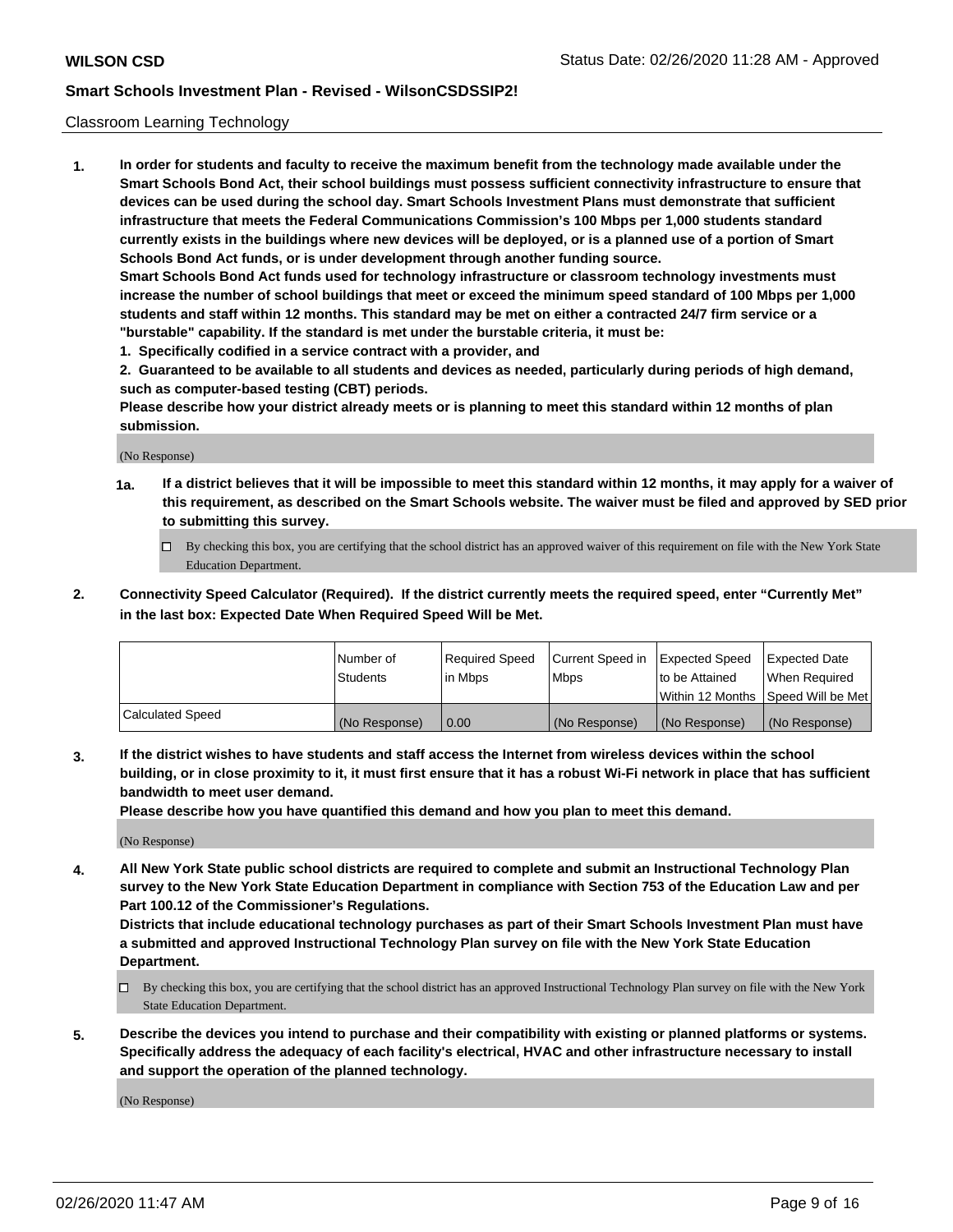Classroom Learning Technology

**1. In order for students and faculty to receive the maximum benefit from the technology made available under the Smart Schools Bond Act, their school buildings must possess sufficient connectivity infrastructure to ensure that devices can be used during the school day. Smart Schools Investment Plans must demonstrate that sufficient infrastructure that meets the Federal Communications Commission's 100 Mbps per 1,000 students standard currently exists in the buildings where new devices will be deployed, or is a planned use of a portion of Smart Schools Bond Act funds, or is under development through another funding source.**

**Smart Schools Bond Act funds used for technology infrastructure or classroom technology investments must increase the number of school buildings that meet or exceed the minimum speed standard of 100 Mbps per 1,000 students and staff within 12 months. This standard may be met on either a contracted 24/7 firm service or a "burstable" capability. If the standard is met under the burstable criteria, it must be:**

**1. Specifically codified in a service contract with a provider, and**

**2. Guaranteed to be available to all students and devices as needed, particularly during periods of high demand, such as computer-based testing (CBT) periods.**

**Please describe how your district already meets or is planning to meet this standard within 12 months of plan submission.**

(No Response)

**1a. If a district believes that it will be impossible to meet this standard within 12 months, it may apply for a waiver of this requirement, as described on the Smart Schools website. The waiver must be filed and approved by SED prior to submitting this survey.**

☐ By checking this box, you are certifying that the school district has an approved waiver of this requirement on file with the New York State Education Department.

**2. Connectivity Speed Calculator (Required). If the district currently meets the required speed, enter "Currently Met" in the last box: Expected Date When Required Speed Will be Met.**

| | Number of Students | Required Speed in Mbps | Current Speed in Mbps | Expected Speed to be Attained Within 12 Months | Expected Date When Required Speed Will be Met |
|---|---|---|---|---|---|
| Calculated Speed | (No Response) | 0.00 | (No Response) | (No Response) | (No Response) |

**3. If the district wishes to have students and staff access the Internet from wireless devices within the school building, or in close proximity to it, it must first ensure that it has a robust Wi-Fi network in place that has sufficient bandwidth to meet user demand.**

**Please describe how you have quantified this demand and how you plan to meet this demand.**

(No Response)

**4. All New York State public school districts are required to complete and submit an Instructional Technology Plan survey to the New York State Education Department in compliance with Section 753 of the Education Law and per Part 100.12 of the Commissioner's Regulations.**

**Districts that include educational technology purchases as part of their Smart Schools Investment Plan must have a submitted and approved Instructional Technology Plan survey on file with the New York State Education Department.**

☐ By checking this box, you are certifying that the school district has an approved Instructional Technology Plan survey on file with the New York State Education Department.

**5. Describe the devices you intend to purchase and their compatibility with existing or planned platforms or systems. Specifically address the adequacy of each facility's electrical, HVAC and other infrastructure necessary to install and support the operation of the planned technology.**

(No Response)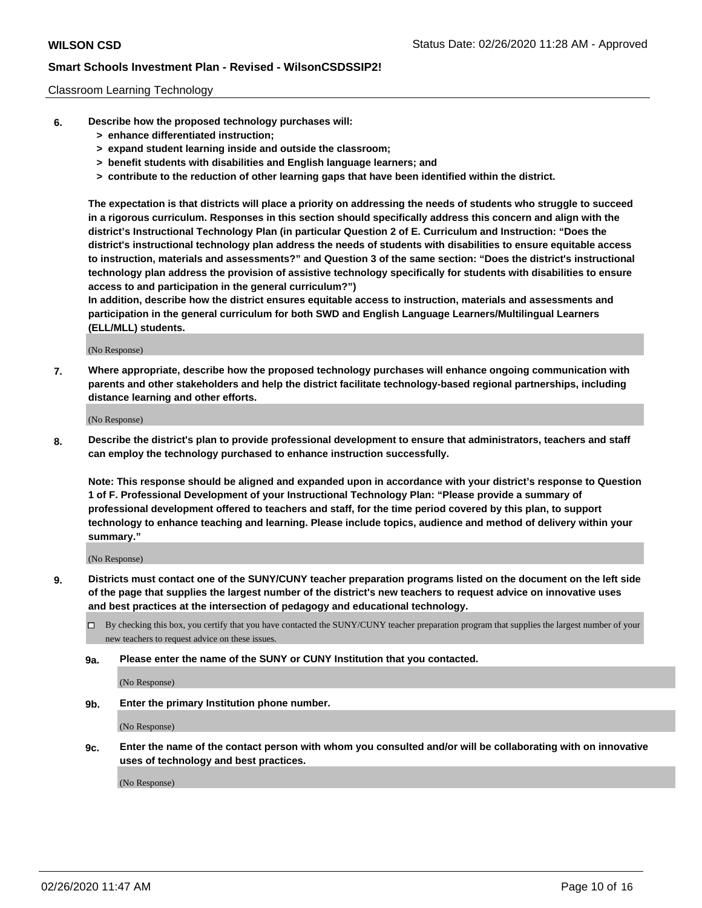Classroom Learning Technology

**6. Describe how the proposed technology purchases will:**
- **> enhance differentiated instruction;**
- **> expand student learning inside and outside the classroom;**
- **> benefit students with disabilities and English language learners; and**
- **> contribute to the reduction of other learning gaps that have been identified within the district.**

**The expectation is that districts will place a priority on addressing the needs of students who struggle to succeed in a rigorous curriculum. Responses in this section should specifically address this concern and align with the district's Instructional Technology Plan (in particular Question 2 of E. Curriculum and Instruction: "Does the district's instructional technology plan address the needs of students with disabilities to ensure equitable access to instruction, materials and assessments?" and Question 3 of the same section: "Does the district's instructional technology plan address the provision of assistive technology specifically for students with disabilities to ensure access to and participation in the general curriculum?")**

**In addition, describe how the district ensures equitable access to instruction, materials and assessments and participation in the general curriculum for both SWD and English Language Learners/Multilingual Learners (ELL/MLL) students.**

(No Response)

**7. Where appropriate, describe how the proposed technology purchases will enhance ongoing communication with parents and other stakeholders and help the district facilitate technology-based regional partnerships, including distance learning and other efforts.**

(No Response)

**8. Describe the district's plan to provide professional development to ensure that administrators, teachers and staff can employ the technology purchased to enhance instruction successfully.**

**Note: This response should be aligned and expanded upon in accordance with your district's response to Question 1 of F. Professional Development of your Instructional Technology Plan: "Please provide a summary of professional development offered to teachers and staff, for the time period covered by this plan, to support technology to enhance teaching and learning. Please include topics, audience and method of delivery within your summary."**

(No Response)

**9. Districts must contact one of the SUNY/CUNY teacher preparation programs listed on the document on the left side of the page that supplies the largest number of the district's new teachers to request advice on innovative uses and best practices at the intersection of pedagogy and educational technology.**

☐ By checking this box, you certify that you have contacted the SUNY/CUNY teacher preparation program that supplies the largest number of your new teachers to request advice on these issues.

**9a. Please enter the name of the SUNY or CUNY Institution that you contacted.**

(No Response)

**9b. Enter the primary Institution phone number.**

(No Response)

**9c. Enter the name of the contact person with whom you consulted and/or will be collaborating with on innovative uses of technology and best practices.**

(No Response)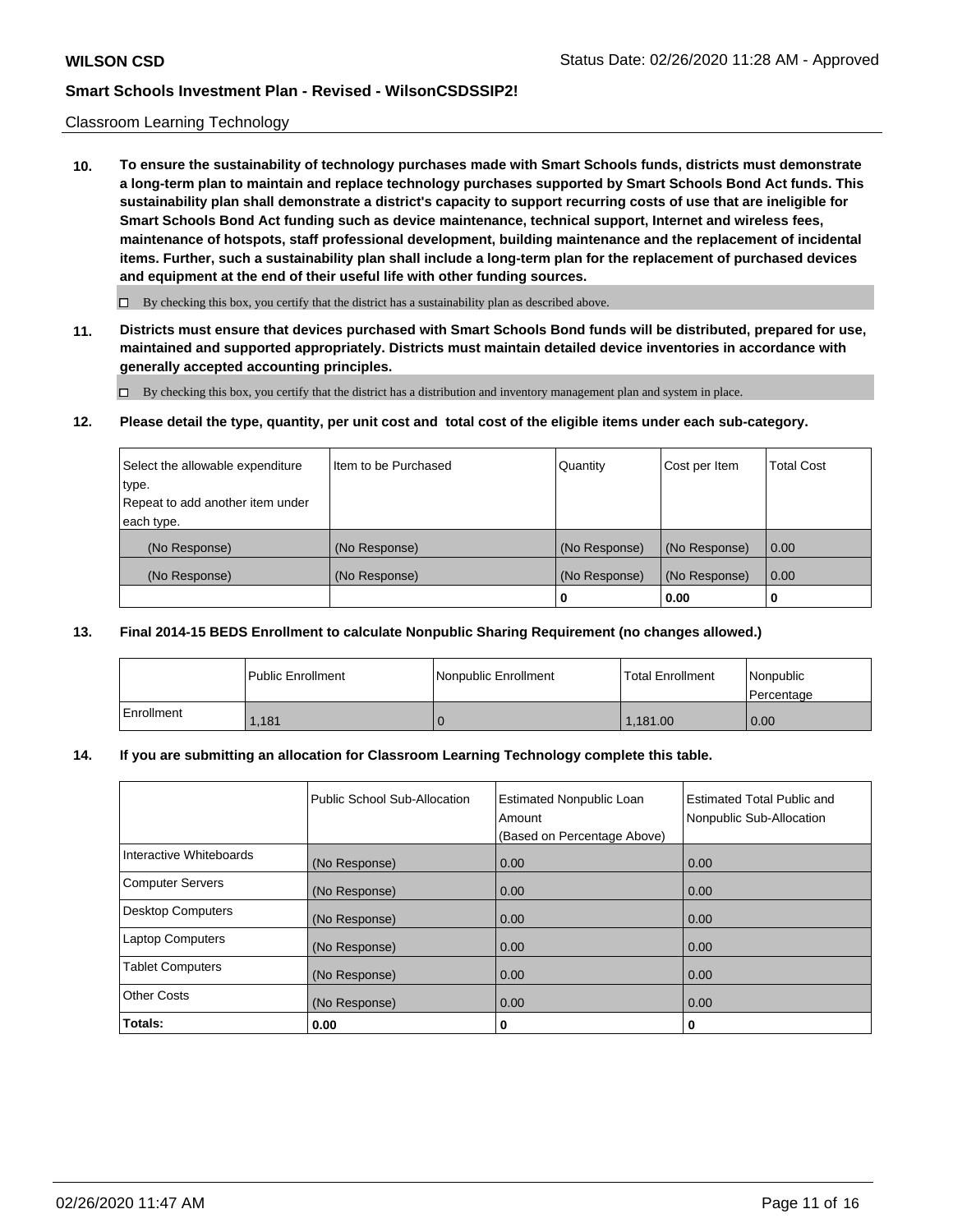Classroom Learning Technology

**10. To ensure the sustainability of technology purchases made with Smart Schools funds, districts must demonstrate a long-term plan to maintain and replace technology purchases supported by Smart Schools Bond Act funds. This sustainability plan shall demonstrate a district's capacity to support recurring costs of use that are ineligible for Smart Schools Bond Act funding such as device maintenance, technical support, Internet and wireless fees, maintenance of hotspots, staff professional development, building maintenance and the replacement of incidental items. Further, such a sustainability plan shall include a long-term plan for the replacement of purchased devices and equipment at the end of their useful life with other funding sources.**

☐ By checking this box, you certify that the district has a sustainability plan as described above.

**11. Districts must ensure that devices purchased with Smart Schools Bond funds will be distributed, prepared for use, maintained and supported appropriately. Districts must maintain detailed device inventories in accordance with generally accepted accounting principles.**

☐ By checking this box, you certify that the district has a distribution and inventory management plan and system in place.

**12. Please detail the type, quantity, per unit cost and total cost of the eligible items under each sub-category.**

| Select the allowable expenditure type. Repeat to add another item under each type. | Item to be Purchased | Quantity | Cost per Item | Total Cost |
|---|---|---|---|---|
| (No Response) | (No Response) | (No Response) | (No Response) | 0.00 |
| (No Response) | (No Response) | (No Response) | (No Response) | 0.00 |
| | | **0** | **0.00** | **0** |

**13. Final 2014-15 BEDS Enrollment to calculate Nonpublic Sharing Requirement (no changes allowed.)**

| | Public Enrollment | Nonpublic Enrollment | Total Enrollment | Nonpublic Percentage |
|---|---|---|---|---|
| Enrollment | 1,181 | 0 | 1,181.00 | 0.00 |

**14. If you are submitting an allocation for Classroom Learning Technology complete this table.**

| | Public School Sub-Allocation | Estimated Nonpublic Loan Amount (Based on Percentage Above) | Estimated Total Public and Nonpublic Sub-Allocation |
|---|---|---|---|
| Interactive Whiteboards | (No Response) | 0.00 | 0.00 |
| Computer Servers | (No Response) | 0.00 | 0.00 |
| Desktop Computers | (No Response) | 0.00 | 0.00 |
| Laptop Computers | (No Response) | 0.00 | 0.00 |
| Tablet Computers | (No Response) | 0.00 | 0.00 |
| Other Costs | (No Response) | 0.00 | 0.00 |
| **Totals:** | **0.00** | **0** | **0** |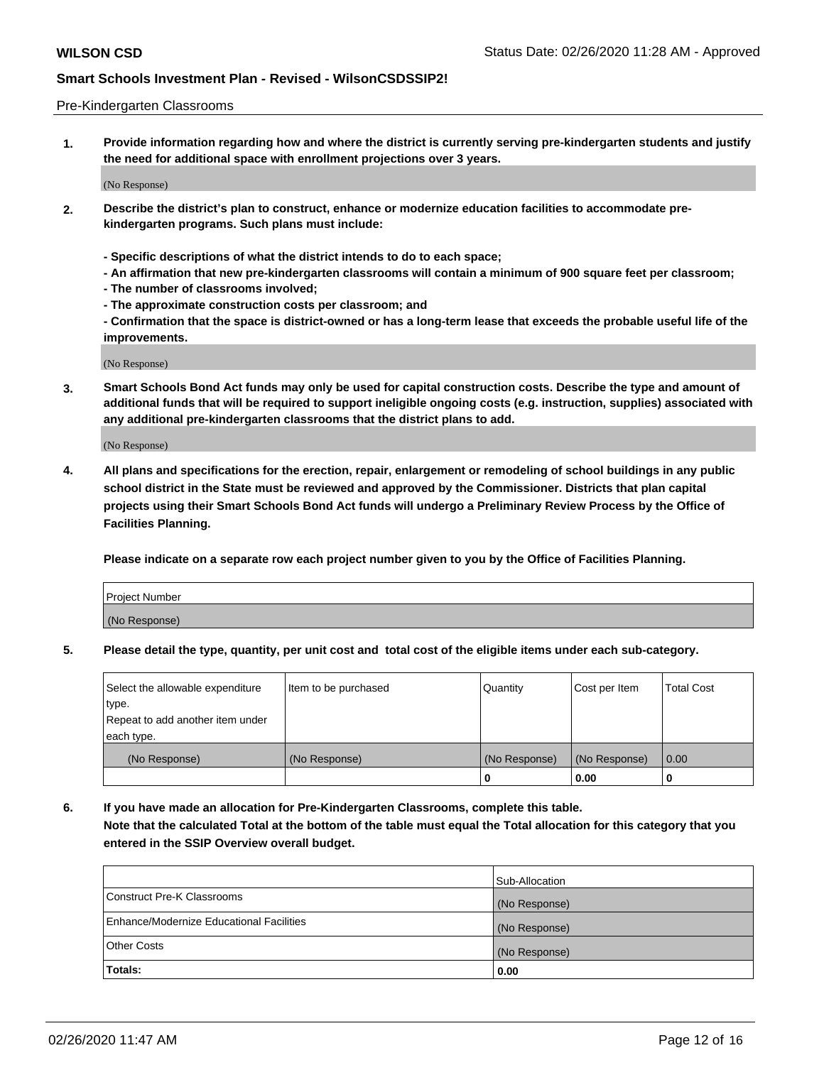Pre-Kindergarten Classrooms

**1. Provide information regarding how and where the district is currently serving pre-kindergarten students and justify the need for additional space with enrollment projections over 3 years.**

(No Response)

**2. Describe the district's plan to construct, enhance or modernize education facilities to accommodate pre-kindergarten programs. Such plans must include:**

**- Specific descriptions of what the district intends to do to each space;**
**- An affirmation that new pre-kindergarten classrooms will contain a minimum of 900 square feet per classroom;**
**- The number of classrooms involved;**
**- The approximate construction costs per classroom; and**
**- Confirmation that the space is district-owned or has a long-term lease that exceeds the probable useful life of the improvements.**

(No Response)

**3. Smart Schools Bond Act funds may only be used for capital construction costs. Describe the type and amount of additional funds that will be required to support ineligible ongoing costs (e.g. instruction, supplies) associated with any additional pre-kindergarten classrooms that the district plans to add.**

(No Response)

**4. All plans and specifications for the erection, repair, enlargement or remodeling of school buildings in any public school district in the State must be reviewed and approved by the Commissioner. Districts that plan capital projects using their Smart Schools Bond Act funds will undergo a Preliminary Review Process by the Office of Facilities Planning.**

**Please indicate on a separate row each project number given to you by the Office of Facilities Planning.**

| Project Number |
|---|
| (No Response) |

**5. Please detail the type, quantity, per unit cost and total cost of the eligible items under each sub-category.**

| Select the allowable expenditure type. Repeat to add another item under each type. | Item to be purchased | Quantity | Cost per Item | Total Cost |
|---|---|---|---|---|
| (No Response) | (No Response) | (No Response) | (No Response) | 0.00 |
| | | 0 | 0.00 | 0 |

**6. If you have made an allocation for Pre-Kindergarten Classrooms, complete this table. Note that the calculated Total at the bottom of the table must equal the Total allocation for this category that you entered in the SSIP Overview overall budget.**

| | Sub-Allocation |
|---|---|
| Construct Pre-K Classrooms | (No Response) |
| Enhance/Modernize Educational Facilities | (No Response) |
| Other Costs | (No Response) |
| **Totals:** | **0.00** |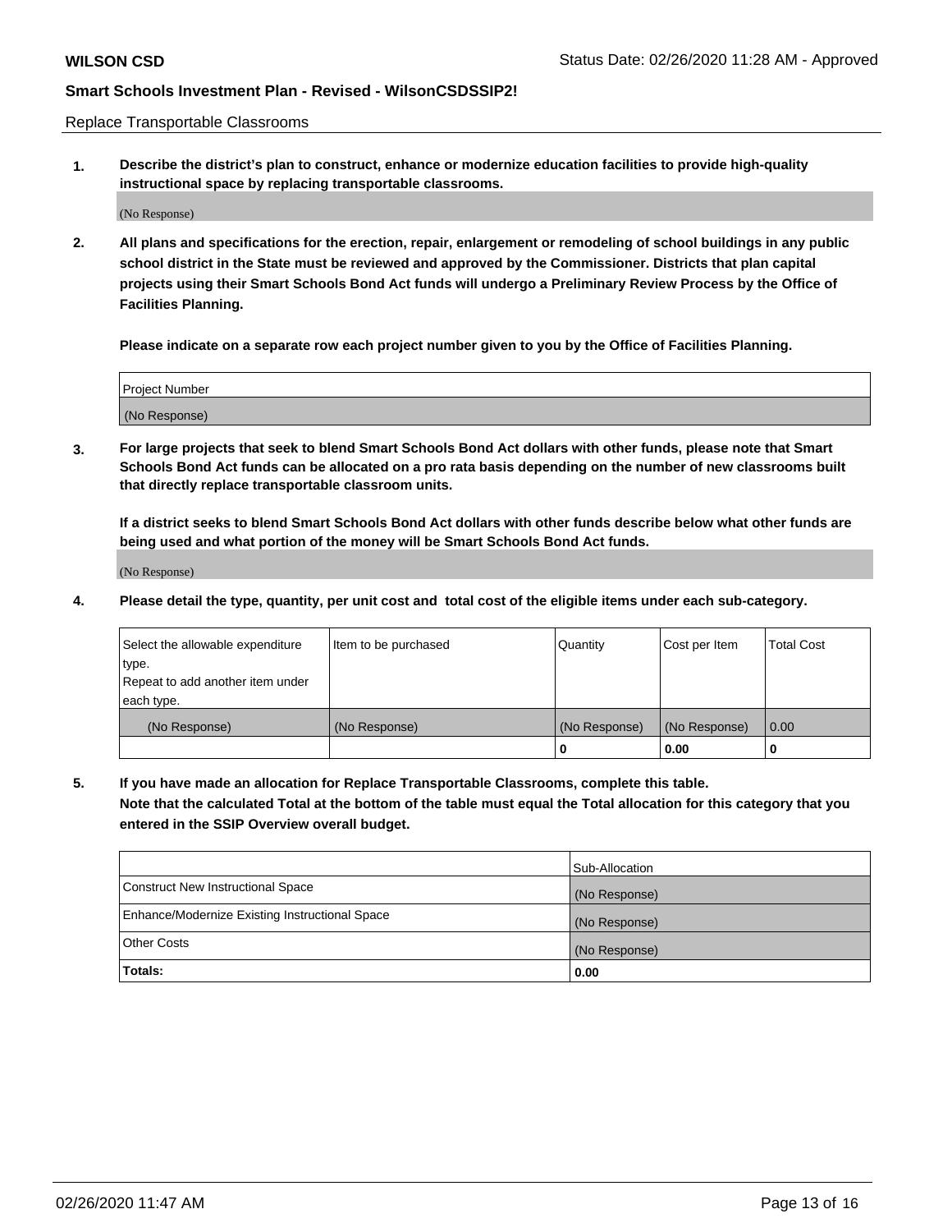Replace Transportable Classrooms

1. **Describe the district's plan to construct, enhance or modernize education facilities to provide high-quality instructional space by replacing transportable classrooms.**

(No Response)

2. **All plans and specifications for the erection, repair, enlargement or remodeling of school buildings in any public school district in the State must be reviewed and approved by the Commissioner. Districts that plan capital projects using their Smart Schools Bond Act funds will undergo a Preliminary Review Process by the Office of Facilities Planning.**

**Please indicate on a separate row each project number given to you by the Office of Facilities Planning.**

| Project Number |
| --- |
| (No Response) |

3. **For large projects that seek to blend Smart Schools Bond Act dollars with other funds, please note that Smart Schools Bond Act funds can be allocated on a pro rata basis depending on the number of new classrooms built that directly replace transportable classroom units.**

**If a district seeks to blend Smart Schools Bond Act dollars with other funds describe below what other funds are being used and what portion of the money will be Smart Schools Bond Act funds.**

(No Response)

4. **Please detail the type, quantity, per unit cost and total cost of the eligible items under each sub-category.**

| Select the allowable expenditure type. Repeat to add another item under each type. | Item to be purchased | Quantity | Cost per Item | Total Cost |
| --- | --- | --- | --- | --- |
| (No Response) | (No Response) | (No Response) | (No Response) | 0.00 |
| | | 0 | 0.00 | 0 |

5. **If you have made an allocation for Replace Transportable Classrooms, complete this table. Note that the calculated Total at the bottom of the table must equal the Total allocation for this category that you entered in the SSIP Overview overall budget.**

| | Sub-Allocation |
| --- | --- |
| Construct New Instructional Space | (No Response) |
| Enhance/Modernize Existing Instructional Space | (No Response) |
| Other Costs | (No Response) |
| **Totals:** | **0.00** |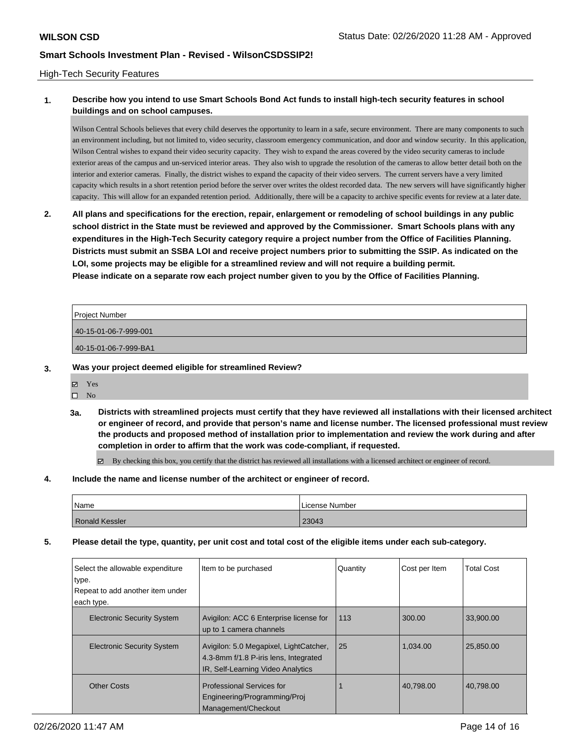High-Tech Security Features

**1. Describe how you intend to use Smart Schools Bond Act funds to install high-tech security features in school buildings and on school campuses.**

Wilson Central Schools believes that every child deserves the opportunity to learn in a safe, secure environment. There are many components to such an environment including, but not limited to, video security, classroom emergency communication, and door and window security. In this application, Wilson Central wishes to expand their video security capacity. They wish to expand the areas covered by the video security cameras to include exterior areas of the campus and un-serviced interior areas. They also wish to upgrade the resolution of the cameras to allow better detail both on the interior and exterior cameras. Finally, the district wishes to expand the capacity of their video servers. The current servers have a very limited capacity which results in a short retention period before the server over writes the oldest recorded data. The new servers will have significantly higher capacity. This will allow for an expanded retention period. Additionally, there will be a capacity to archive specific events for review at a later date.

**2. All plans and specifications for the erection, repair, enlargement or remodeling of school buildings in any public school district in the State must be reviewed and approved by the Commissioner. Smart Schools plans with any expenditures in the High-Tech Security category require a project number from the Office of Facilities Planning. Districts must submit an SSBA LOI and receive project numbers prior to submitting the SSIP. As indicated on the LOI, some projects may be eligible for a streamlined review and will not require a building permit.**
**Please indicate on a separate row each project number given to you by the Office of Facilities Planning.**

| Project Number |
|---|
| 40-15-01-06-7-999-001 |
| 40-15-01-06-7-999-BA1 |

**3. Was your project deemed eligible for streamlined Review?**

- ☑ Yes
- ☐ No

**3a. Districts with streamlined projects must certify that they have reviewed all installations with their licensed architect or engineer of record, and provide that person's name and license number. The licensed professional must review the products and proposed method of installation prior to implementation and review the work during and after completion in order to affirm that the work was code-compliant, if requested.**

☑ By checking this box, you certify that the district has reviewed all installations with a licensed architect or engineer of record.

**4. Include the name and license number of the architect or engineer of record.**

| Name | License Number |
|---|---|
| Ronald Kessler | 23043 |

**5. Please detail the type, quantity, per unit cost and total cost of the eligible items under each sub-category.**

| Select the allowable expenditure type. Repeat to add another item under each type. | Item to be purchased | Quantity | Cost per Item | Total Cost |
|---|---|---|---|---|
| Electronic Security System | Avigilon: ACC 6 Enterprise license for up to 1 camera channels | 113 | 300.00 | 33,900.00 |
| Electronic Security System | Avigilon: 5.0 Megapixel, LightCatcher, 4.3-8mm f/1.8 P-iris lens, Integrated IR, Self-Learning Video Analytics | 25 | 1,034.00 | 25,850.00 |
| Other Costs | Professional Services for Engineering/Programming/Proj Management/Checkout | 1 | 40,798.00 | 40,798.00 |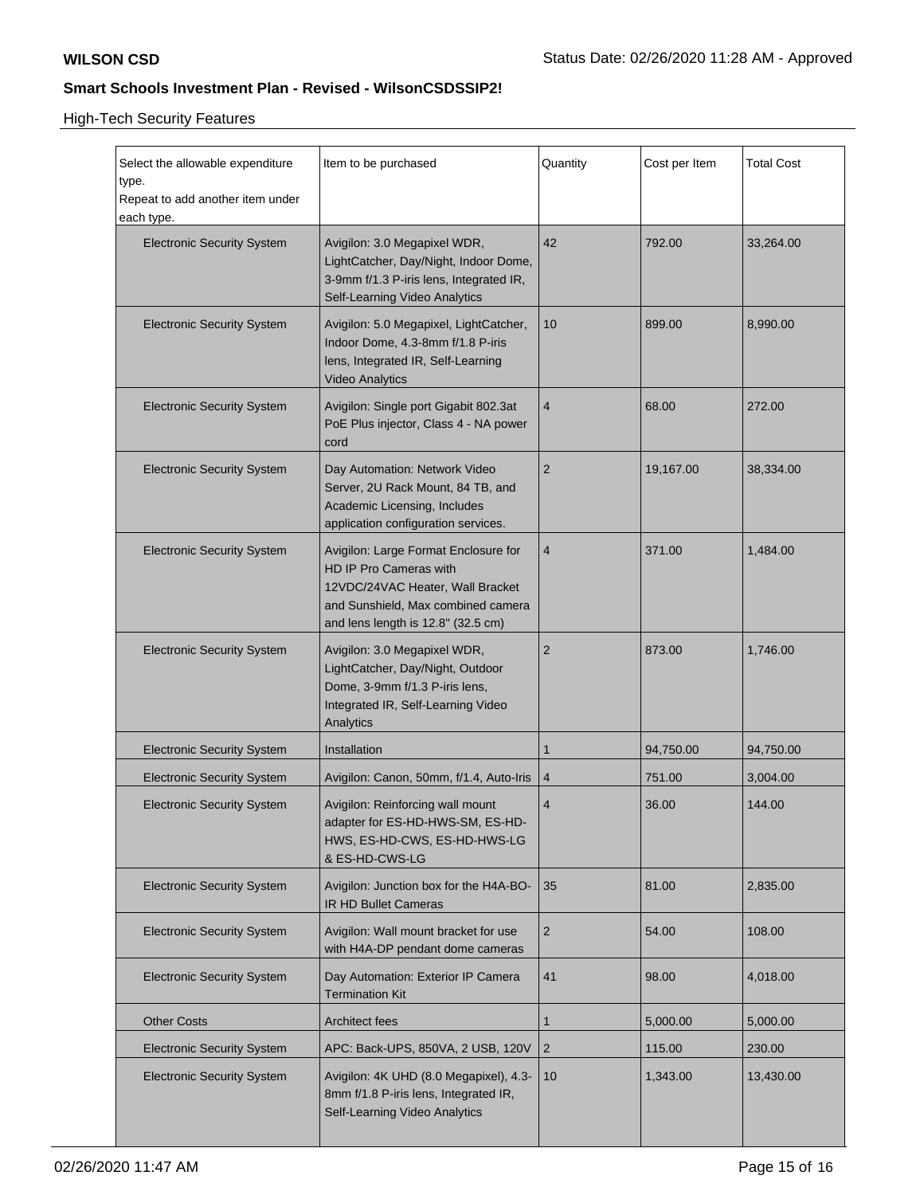**WILSON CSD** Status Date: 02/26/2020 11:28 AM - Approved

## Smart Schools Investment Plan - Revised - WilsonCSDSSIP2!

High-Tech Security Features

| Select the allowable expenditure type. Repeat to add another item under each type. | Item to be purchased | Quantity | Cost per Item | Total Cost |
|---|---|---|---|---|
| Electronic Security System | Avigilon: 3.0 Megapixel WDR, LightCatcher, Day/Night, Indoor Dome, 3-9mm f/1.3 P-iris lens, Integrated IR, Self-Learning Video Analytics | 42 | 792.00 | 33,264.00 |
| Electronic Security System | Avigilon: 5.0 Megapixel, LightCatcher, Indoor Dome, 4.3-8mm f/1.8 P-iris lens, Integrated IR, Self-Learning Video Analytics | 10 | 899.00 | 8,990.00 |
| Electronic Security System | Avigilon: Single port Gigabit 802.3at PoE Plus injector, Class 4 - NA power cord | 4 | 68.00 | 272.00 |
| Electronic Security System | Day Automation: Network Video Server, 2U Rack Mount, 84 TB, and Academic Licensing, Includes application configuration services. | 2 | 19,167.00 | 38,334.00 |
| Electronic Security System | Avigilon: Large Format Enclosure for HD IP Pro Cameras with 12VDC/24VAC Heater, Wall Bracket and Sunshield, Max combined camera and lens length is 12.8" (32.5 cm) | 4 | 371.00 | 1,484.00 |
| Electronic Security System | Avigilon: 3.0 Megapixel WDR, LightCatcher, Day/Night, Outdoor Dome, 3-9mm f/1.3 P-iris lens, Integrated IR, Self-Learning Video Analytics | 2 | 873.00 | 1,746.00 |
| Electronic Security System | Installation | 1 | 94,750.00 | 94,750.00 |
| Electronic Security System | Avigilon: Canon, 50mm, f/1.4, Auto-Iris | 4 | 751.00 | 3,004.00 |
| Electronic Security System | Avigilon: Reinforcing wall mount adapter for ES-HD-HWS-SM, ES-HD-HWS, ES-HD-CWS, ES-HD-HWS-LG & ES-HD-CWS-LG | 4 | 36.00 | 144.00 |
| Electronic Security System | Avigilon: Junction box for the H4A-BO-IR HD Bullet Cameras | 35 | 81.00 | 2,835.00 |
| Electronic Security System | Avigilon: Wall mount bracket for use with H4A-DP pendant dome cameras | 2 | 54.00 | 108.00 |
| Electronic Security System | Day Automation: Exterior IP Camera Termination Kit | 41 | 98.00 | 4,018.00 |
| Other Costs | Architect fees | 1 | 5,000.00 | 5,000.00 |
| Electronic Security System | APC: Back-UPS, 850VA, 2 USB, 120V | 2 | 115.00 | 230.00 |
| Electronic Security System | Avigilon: 4K UHD (8.0 Megapixel), 4.3-8mm f/1.8 P-iris lens, Integrated IR, Self-Learning Video Analytics | 10 | 1,343.00 | 13,430.00 |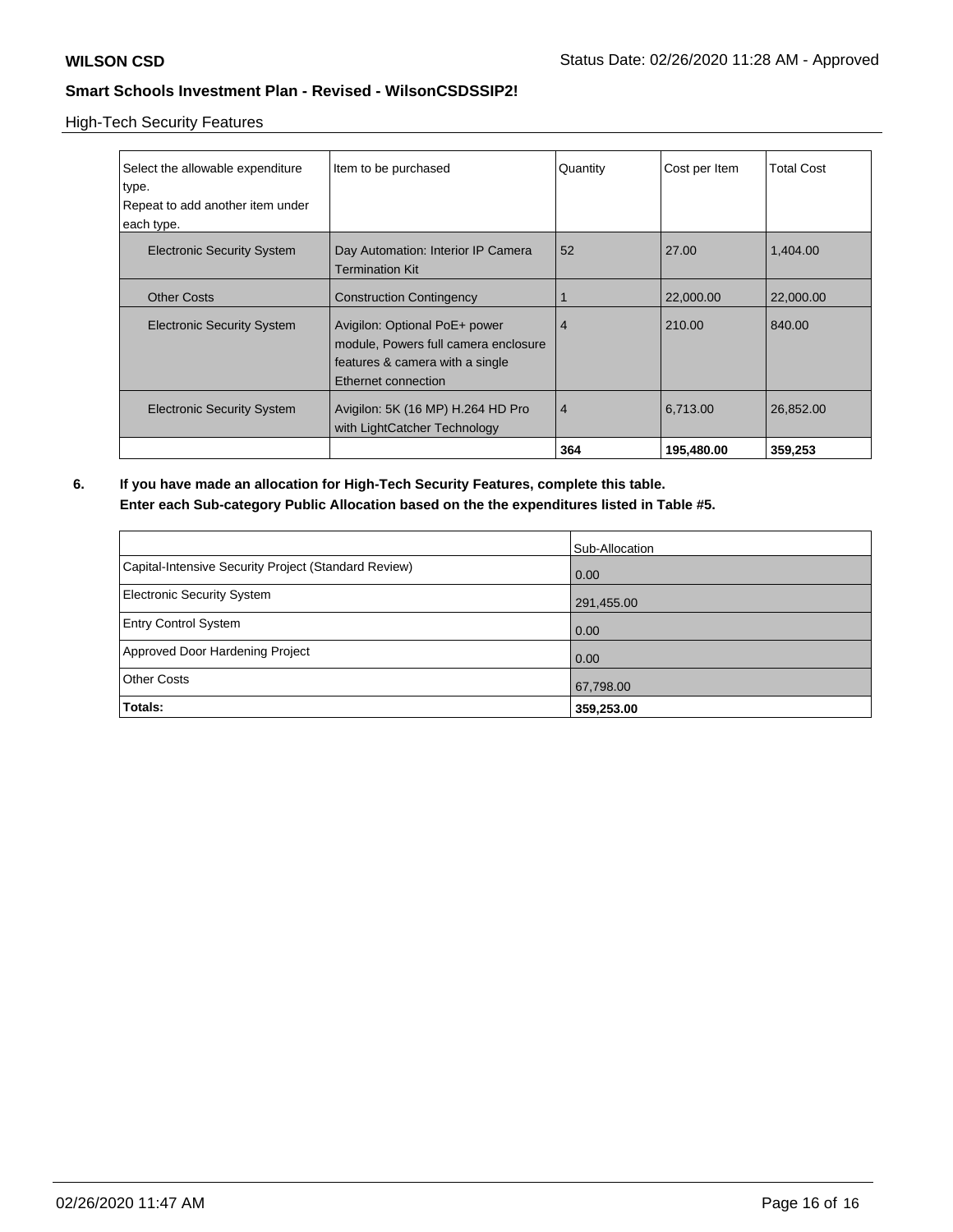High-Tech Security Features

| Select the allowable expenditure type. Repeat to add another item under each type. | Item to be purchased | Quantity | Cost per Item | Total Cost |
|---|---|---|---|---|
| Electronic Security System | Day Automation: Interior IP Camera Termination Kit | 52 | 27.00 | 1,404.00 |
| Other Costs | Construction Contingency | 1 | 22,000.00 | 22,000.00 |
| Electronic Security System | Avigilon: Optional PoE+ power module, Powers full camera enclosure features & camera with a single Ethernet connection | 4 | 210.00 | 840.00 |
| Electronic Security System | Avigilon: 5K (16 MP) H.264 HD Pro with LightCatcher Technology | 4 | 6,713.00 | 26,852.00 |
| | | **364** | **195,480.00** | **359,253** |

**6. If you have made an allocation for High-Tech Security Features, complete this table. Enter each Sub-category Public Allocation based on the the expenditures listed in Table #5.**

| | Sub-Allocation |
|---|---|
| Capital-Intensive Security Project (Standard Review) | 0.00 |
| Electronic Security System | 291,455.00 |
| Entry Control System | 0.00 |
| Approved Door Hardening Project | 0.00 |
| Other Costs | 67,798.00 |
| **Totals:** | **359,253.00** |